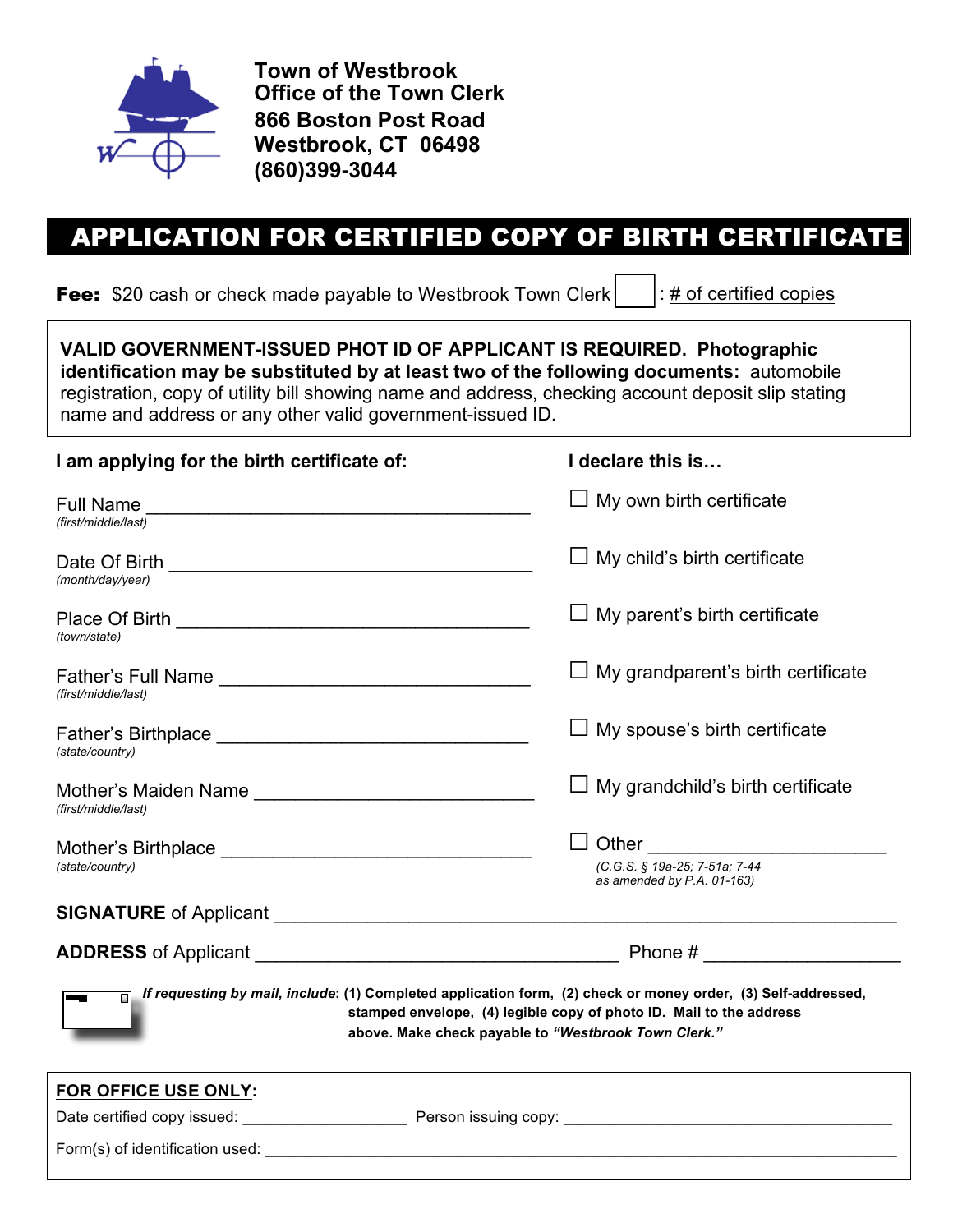**Town of Westbrook**
**Office of the Town Clerk**
**866 Boston Post Road**
**Westbrook, CT 06498**
**(860)399-3044**

# APPLICATION FOR CERTIFIED COPY OF BIRTH CERTIFICATE

**Fee:** $20 cash or check made payable to Westbrook Town Clerk [ ] : # of certified copies

**VALID GOVERNMENT-ISSUED PHOT ID OF APPLICANT IS REQUIRED. Photographic identification may be substituted by at least two of the following documents:** automobile registration, copy of utility bill showing name and address, checking account deposit slip stating name and address or any other valid government-issued ID.

**I am applying for the birth certificate of:**

Full Name ______________________________________
*(first/middle/last)*

Date Of Birth ______________________________________
*(month/day/year)*

Place Of Birth ______________________________________
*(town/state)*

Father's Full Name ______________________________________
*(first/middle/last)*

Father's Birthplace ______________________________________
*(state/country)*

Mother's Maiden Name ______________________________________
*(first/middle/last)*

Mother's Birthplace ______________________________________
*(state/country)*

**I declare this is…**

- ☐ My own birth certificate
- ☐ My child's birth certificate
- ☐ My parent's birth certificate
- ☐ My grandparent's birth certificate
- ☐ My spouse's birth certificate
- ☐ My grandchild's birth certificate
- ☐ Other ______________________

*(C.G.S. § 19a-25; 7-51a; 7-44 as amended by P.A. 01-163)*

**SIGNATURE** of Applicant ______________________________________________________________

**ADDRESS** of Applicant ______________________________________ Phone # ____________________

***If requesting by mail, include*: (1) Completed application form, (2) check or money order, (3) Self-addressed, stamped envelope, (4) legible copy of photo ID. Mail to the address above. Make check payable to *"Westbrook Town Clerk."***

**FOR OFFICE USE ONLY:**

Date certified copy issued: ____________________ Person issuing copy: ______________________________________

Form(s) of identification used: ______________________________________________________________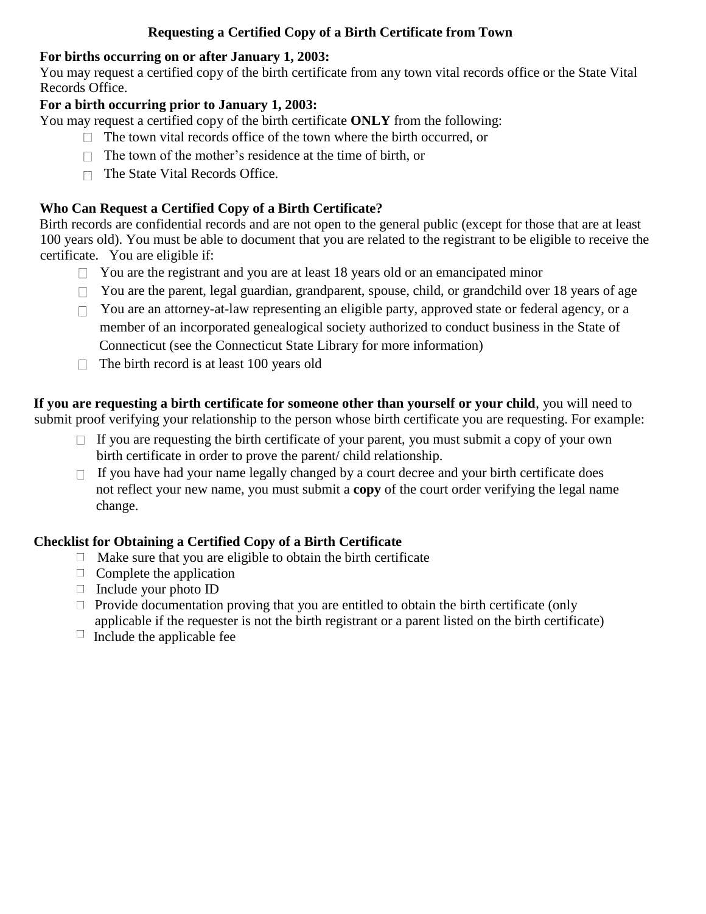## Requesting a Certified Copy of a Birth Certificate from Town

**For births occurring on or after January 1, 2003:**

You may request a certified copy of the birth certificate from any town vital records office or the State Vital Records Office.

**For a birth occurring prior to January 1, 2003:**

You may request a certified copy of the birth certificate **ONLY** from the following:

- The town vital records office of the town where the birth occurred, or
- The town of the mother's residence at the time of birth, or
- The State Vital Records Office.

### Who Can Request a Certified Copy of a Birth Certificate?

Birth records are confidential records and are not open to the general public (except for those that are at least 100 years old). You must be able to document that you are related to the registrant to be eligible to receive the certificate. You are eligible if:

- You are the registrant and you are at least 18 years old or an emancipated minor
- You are the parent, legal guardian, grandparent, spouse, child, or grandchild over 18 years of age
- You are an attorney-at-law representing an eligible party, approved state or federal agency, or a member of an incorporated genealogical society authorized to conduct business in the State of Connecticut (see the Connecticut State Library for more information)
- The birth record is at least 100 years old

**If you are requesting a birth certificate for someone other than yourself or your child**, you will need to submit proof verifying your relationship to the person whose birth certificate you are requesting. For example:

- If you are requesting the birth certificate of your parent, you must submit a copy of your own birth certificate in order to prove the parent/ child relationship.
- If you have had your name legally changed by a court decree and your birth certificate does not reflect your new name, you must submit a **copy** of the court order verifying the legal name change.

### Checklist for Obtaining a Certified Copy of a Birth Certificate

- Make sure that you are eligible to obtain the birth certificate
- Complete the application
- Include your photo ID
- Provide documentation proving that you are entitled to obtain the birth certificate (only applicable if the requester is not the birth registrant or a parent listed on the birth certificate)
- Include the applicable fee